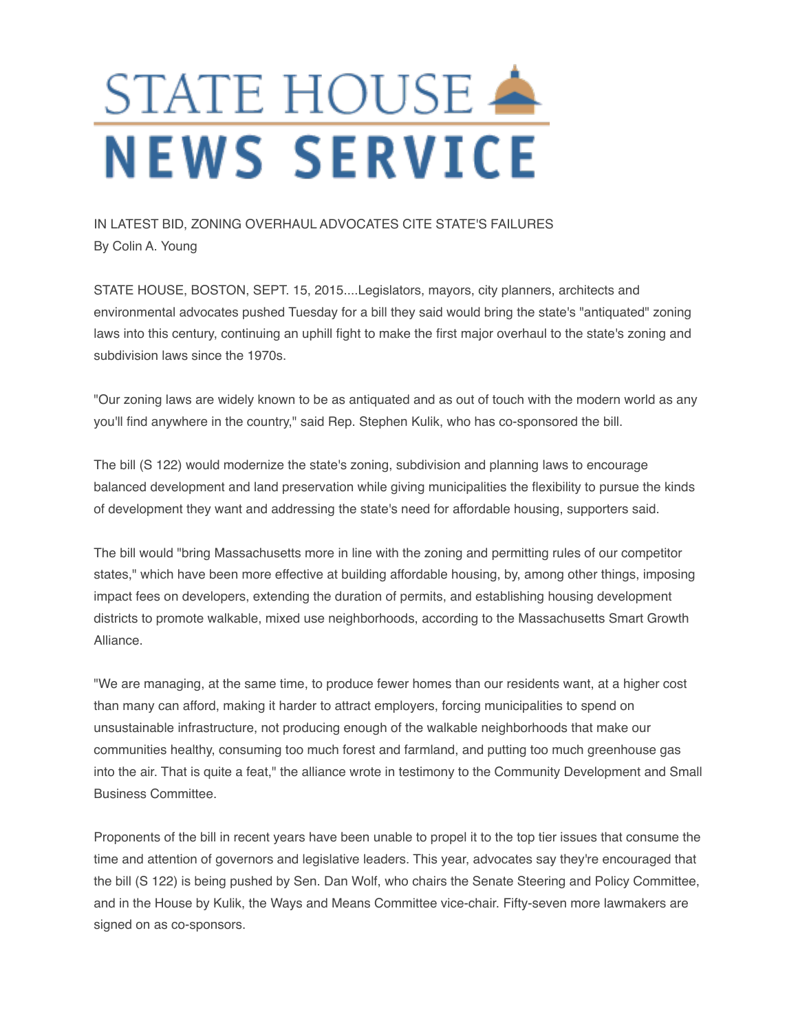# STATE HOUSE NEWS SERVICE

IN LATEST BID, ZONING OVERHAUL ADVOCATES CITE STATE'S FAILURES
By Colin A. Young

STATE HOUSE, BOSTON, SEPT. 15, 2015....Legislators, mayors, city planners, architects and environmental advocates pushed Tuesday for a bill they said would bring the state's "antiquated" zoning laws into this century, continuing an uphill fight to make the first major overhaul to the state's zoning and subdivision laws since the 1970s.

"Our zoning laws are widely known to be as antiquated and as out of touch with the modern world as any you'll find anywhere in the country," said Rep. Stephen Kulik, who has co-sponsored the bill.

The bill (S 122) would modernize the state's zoning, subdivision and planning laws to encourage balanced development and land preservation while giving municipalities the flexibility to pursue the kinds of development they want and addressing the state's need for affordable housing, supporters said.

The bill would "bring Massachusetts more in line with the zoning and permitting rules of our competitor states," which have been more effective at building affordable housing, by, among other things, imposing impact fees on developers, extending the duration of permits, and establishing housing development districts to promote walkable, mixed use neighborhoods, according to the Massachusetts Smart Growth Alliance.

"We are managing, at the same time, to produce fewer homes than our residents want, at a higher cost than many can afford, making it harder to attract employers, forcing municipalities to spend on unsustainable infrastructure, not producing enough of the walkable neighborhoods that make our communities healthy, consuming too much forest and farmland, and putting too much greenhouse gas into the air. That is quite a feat," the alliance wrote in testimony to the Community Development and Small Business Committee.

Proponents of the bill in recent years have been unable to propel it to the top tier issues that consume the time and attention of governors and legislative leaders. This year, advocates say they're encouraged that the bill (S 122) is being pushed by Sen. Dan Wolf, who chairs the Senate Steering and Policy Committee, and in the House by Kulik, the Ways and Means Committee vice-chair. Fifty-seven more lawmakers are signed on as co-sponsors.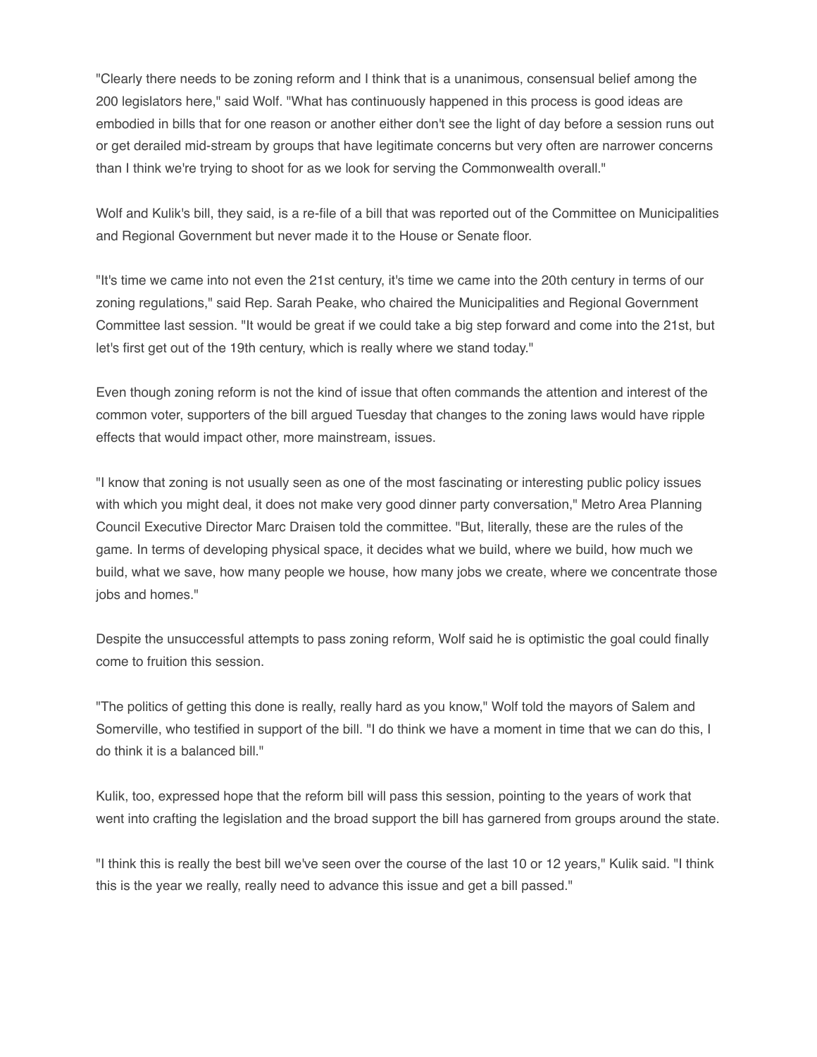"Clearly there needs to be zoning reform and I think that is a unanimous, consensual belief among the 200 legislators here," said Wolf. "What has continuously happened in this process is good ideas are embodied in bills that for one reason or another either don't see the light of day before a session runs out or get derailed mid-stream by groups that have legitimate concerns but very often are narrower concerns than I think we're trying to shoot for as we look for serving the Commonwealth overall."

Wolf and Kulik's bill, they said, is a re-file of a bill that was reported out of the Committee on Municipalities and Regional Government but never made it to the House or Senate floor.

"It's time we came into not even the 21st century, it's time we came into the 20th century in terms of our zoning regulations," said Rep. Sarah Peake, who chaired the Municipalities and Regional Government Committee last session. "It would be great if we could take a big step forward and come into the 21st, but let's first get out of the 19th century, which is really where we stand today."

Even though zoning reform is not the kind of issue that often commands the attention and interest of the common voter, supporters of the bill argued Tuesday that changes to the zoning laws would have ripple effects that would impact other, more mainstream, issues.

"I know that zoning is not usually seen as one of the most fascinating or interesting public policy issues with which you might deal, it does not make very good dinner party conversation," Metro Area Planning Council Executive Director Marc Draisen told the committee. "But, literally, these are the rules of the game. In terms of developing physical space, it decides what we build, where we build, how much we build, what we save, how many people we house, how many jobs we create, where we concentrate those jobs and homes."

Despite the unsuccessful attempts to pass zoning reform, Wolf said he is optimistic the goal could finally come to fruition this session.

"The politics of getting this done is really, really hard as you know," Wolf told the mayors of Salem and Somerville, who testified in support of the bill. "I do think we have a moment in time that we can do this, I do think it is a balanced bill."

Kulik, too, expressed hope that the reform bill will pass this session, pointing to the years of work that went into crafting the legislation and the broad support the bill has garnered from groups around the state.

"I think this is really the best bill we've seen over the course of the last 10 or 12 years," Kulik said. "I think this is the year we really, really need to advance this issue and get a bill passed."